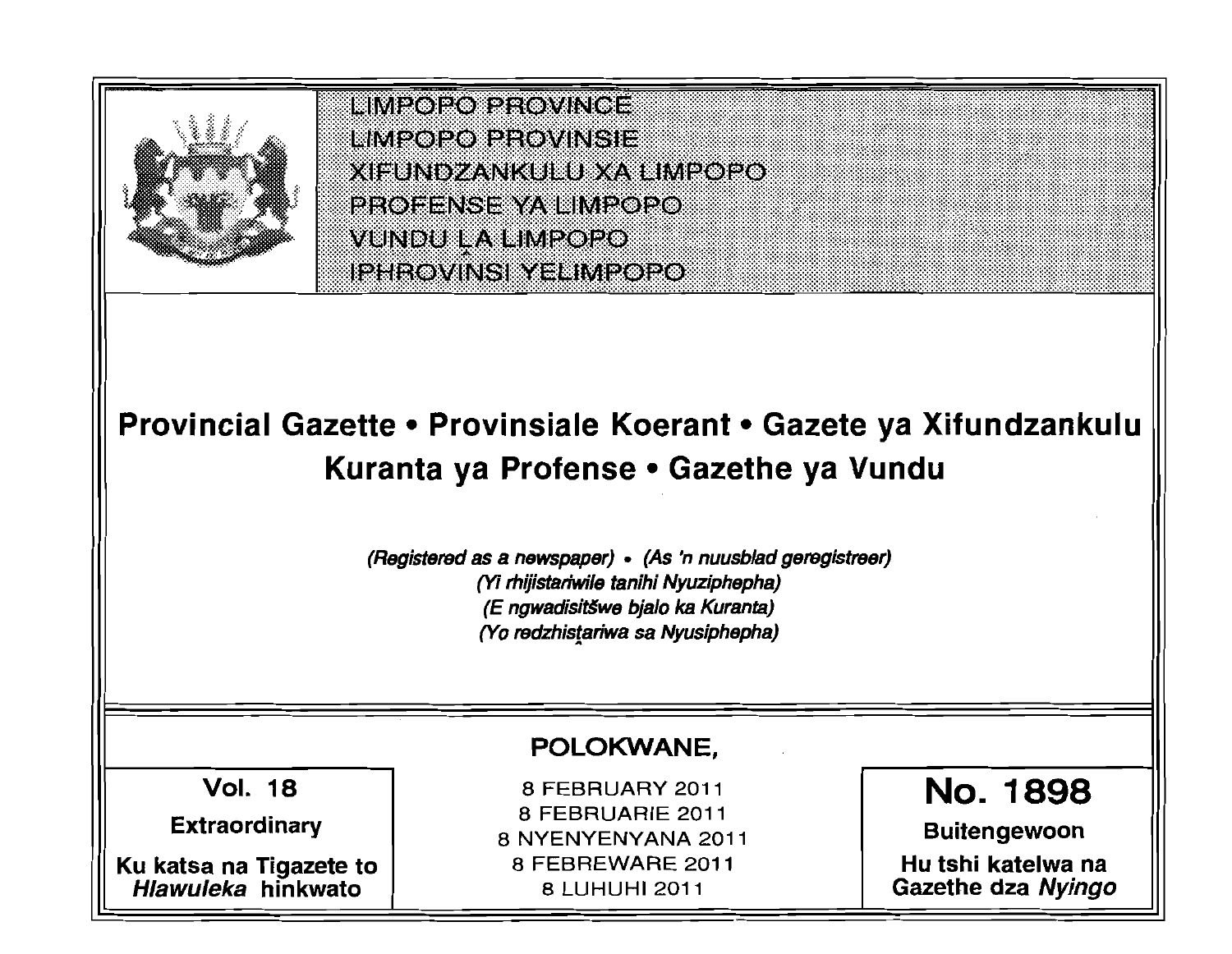LIMPOPO PROVINCE
LIMPOPO PROVINSIE
XIFUNDZANKULU XA LIMPOPO
PROFENSE YA LIMPOPO
VUNDU LA LIMPOPO
IPHROVINSI YELIMPOPO

# Provincial Gazette • Provinsiale Koerant • Gazete ya Xifundzankulu Kuranta ya Profense • Gazethe ya Vundu

*(Registered as a newspaper) • (As 'n nuusblad geregistreer)*
*(Yi rhijistariwile tanihi Nyuziphepha)*
*(E ngwadisitšwe bjalo ka Kuranta)*
*(Yo redzhistariwa sa Nyusiphepha)*

**POLOKWANE,**

| Vol. 18 | 8 FEBRUARY 2011 | No. 1898 |
|---|---|---|
| **Extraordinary** | 8 FEBRUARIE 2011 | **Buitengewoon** |
| **Ku katsa na Tigazete to *Hlawuleka* hinkwato** | 8 NYENYENYANA 2011<br>8 FEBREWARE 2011<br>8 LUHUHI 2011 | **Hu tshi katelwa na Gazethe dza *Nyingo*** |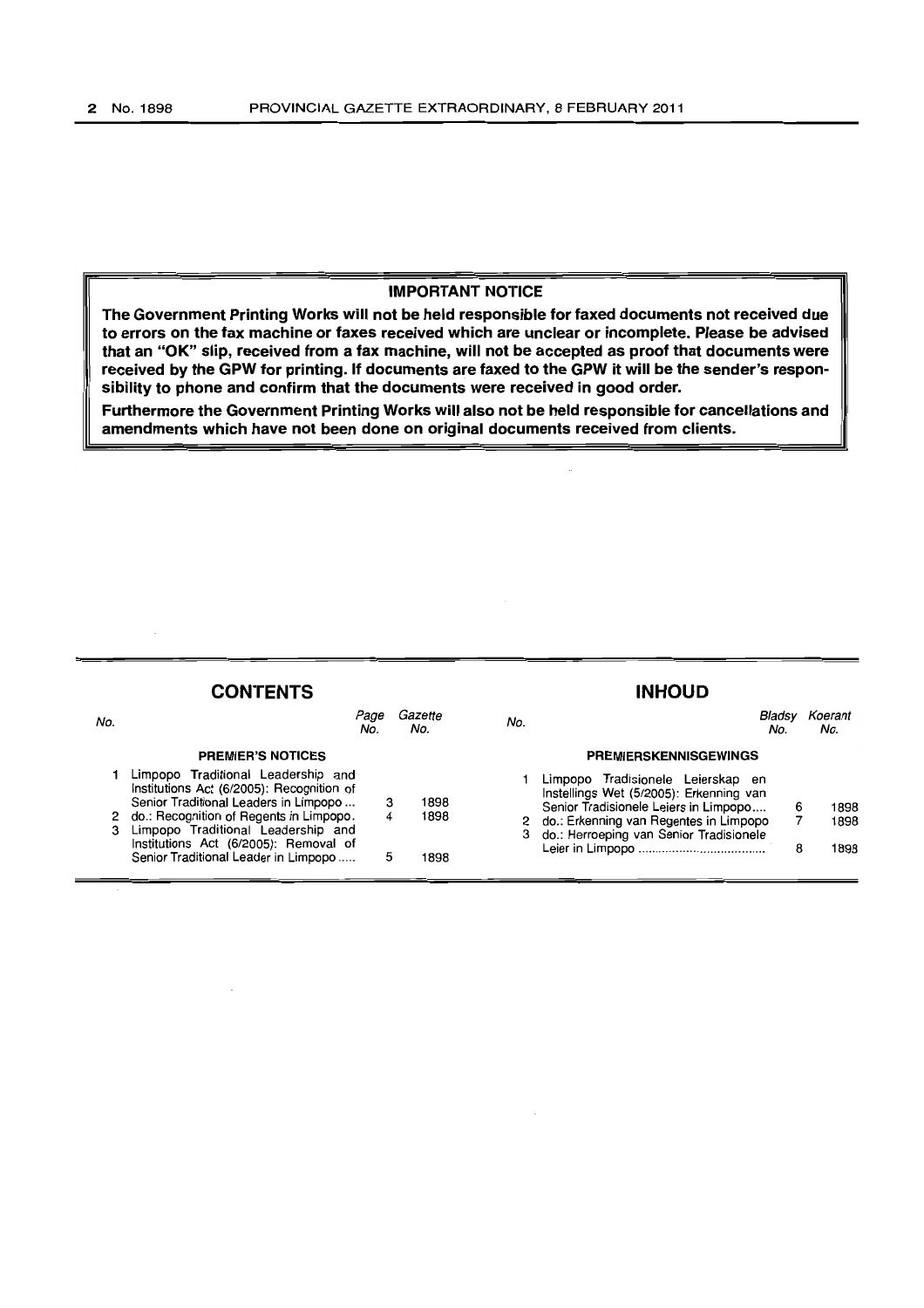**IMPORTANT NOTICE**

**The Government Printing Works will not be held responsible for faxed documents not received due to errors on the fax machine or faxes received which are unclear or incomplete. Please be advised that an "OK" slip, received from a fax machine, will not be accepted as proof that documents were received by the GPW for printing. If documents are faxed to the GPW it will be the sender's responsibility to phone and confirm that the documents were received in good order.**

**Furthermore the Government Printing Works will also not be held responsible for cancellations and amendments which have not been done on original documents received from clients.**

## CONTENTS

| No. | | Page No. | Gazette No. |
|---|---|---|---|
| | **PREMIER'S NOTICES** | | |
| 1 | Limpopo Traditional Leadership and Institutions Act (6/2005): Recognition of Senior Traditional Leaders in Limpopo ... | 3 | 1898 |
| 2 | do.: Recognition of Regents in Limpopo. | 4 | 1898 |
| 3 | Limpopo Traditional Leadership and Institutions Act (6/2005): Removal of Senior Traditional Leader in Limpopo ..... | 5 | 1898 |

## INHOUD

| No. | | Bladsy No. | Koerant No. |
|---|---|---|---|
| | **PREMIERSKENNISGEWINGS** | | |
| 1 | Limpopo Tradisionele Leierskap en Instellings Wet (5/2005): Erkenning van Senior Tradisionele Leiers in Limpopo.... | 6 | 1898 |
| 2 | do.: Erkenning van Regentes in Limpopo | 7 | 1898 |
| 3 | do.: Herroeping van Senior Tradisionele Leier in Limpopo .................................... | 8 | 1898 |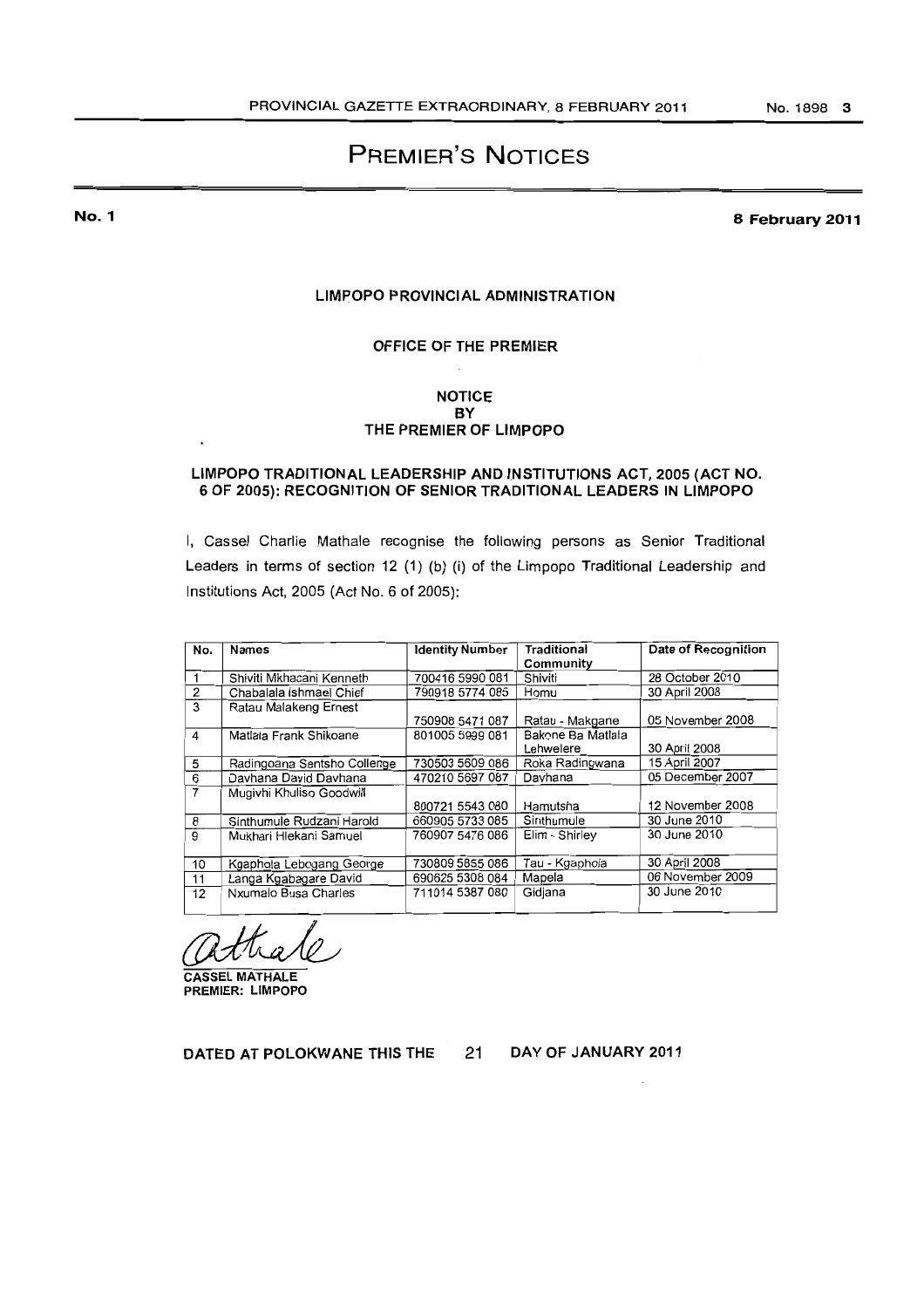# PREMIER'S NOTICES

**No. 1** **8 February 2011**

**LIMPOPO PROVINCIAL ADMINISTRATION**

**OFFICE OF THE PREMIER**

**NOTICE BY THE PREMIER OF LIMPOPO**

**LIMPOPO TRADITIONAL LEADERSHIP AND INSTITUTIONS ACT, 2005 (ACT NO. 6 OF 2005): RECOGNITION OF SENIOR TRADITIONAL LEADERS IN LIMPOPO**

I, Cassel Charlie Mathale recognise the following persons as Senior Traditional Leaders in terms of section 12 (1) (b) (i) of the Limpopo Traditional Leadership and Institutions Act, 2005 (Act No. 6 of 2005):

| No. | Names | Identity Number | Traditional Community | Date of Recognition |
|---|---|---|---|---|
| 1 | Shiviti Mkhacani Kenneth | 700416 5990 081 | Shiviti | 28 October 2010 |
| 2 | Chabalala Ishmael Chief | 790918 5774 085 | Homu | 30 April 2008 |
| 3 | Ratau Malakeng Ernest | 750908 5471 087 | Ratau - Makgane | 05 November 2008 |
| 4 | Matlala Frank Shikoane | 801005 5999 081 | Bakone Ba Matlala Lehwelere | 30 April 2008 |
| 5 | Radingoana Sentsho Collenge | 730503 5609 086 | Roka Radingwana | 15 April 2007 |
| 6 | Davhana David Davhana | 470210 5697 087 | Davhana | 05 December 2007 |
| 7 | Mugivhi Khuliso Goodwill | 800721 5543 080 | Hamutsha | 12 November 2008 |
| 8 | Sinthumule Rudzani Harold | 660905 5733 085 | Sinthumule | 30 June 2010 |
| 9 | Mukhari Hlekani Samuel | 760907 5476 086 | Elim - Shirley | 30 June 2010 |
| 10 | Kgaphola Lebogang George | 730809 5855 086 | Tau - Kgaphola | 30 April 2008 |
| 11 | Langa Kgabagare David | 690625 5308 084 | Mapela | 06 November 2009 |
| 12 | Nxumalo Busa Charles | 711014 5387 080 | Gidjana | 30 June 2010 |

**CASSEL MATHALE**
**PREMIER: LIMPOPO**

**DATED AT POLOKWANE THIS THE 21 DAY OF JANUARY 2011**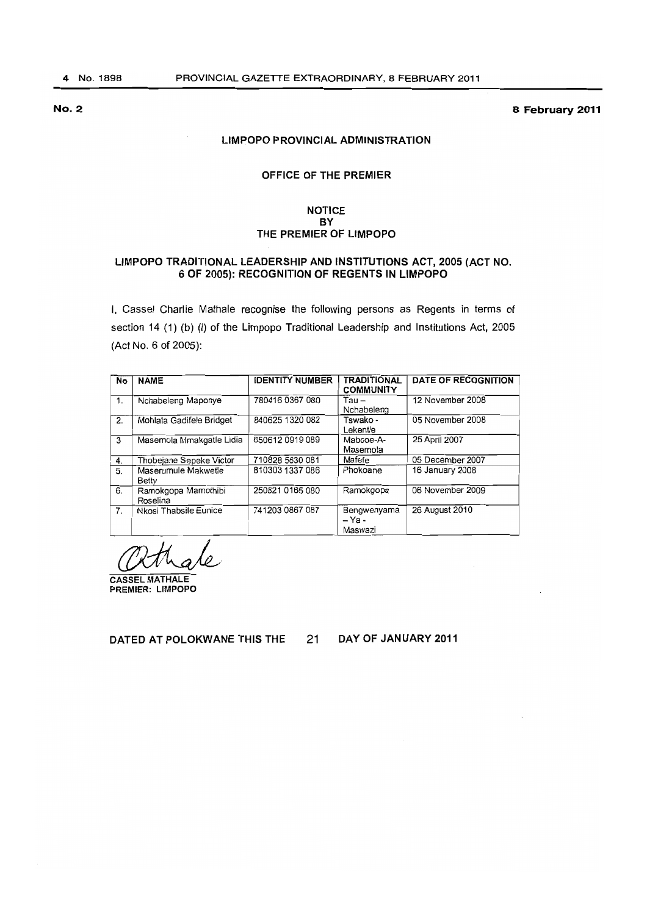**No. 2** **8 February 2011**

## LIMPOPO PROVINCIAL ADMINISTRATION

### OFFICE OF THE PREMIER

### NOTICE BY THE PREMIER OF LIMPOPO

### LIMPOPO TRADITIONAL LEADERSHIP AND INSTITUTIONS ACT, 2005 (ACT NO. 6 OF 2005): RECOGNITION OF REGENTS IN LIMPOPO

I, Cassel Charlie Mathale recognise the following persons as Regents in terms of section 14 (1) (b) (i) of the Limpopo Traditional Leadership and Institutions Act, 2005 (Act No. 6 of 2005):

| No | NAME | IDENTITY NUMBER | TRADITIONAL COMMUNITY | DATE OF RECOGNITION |
|---|---|---|---|---|
| 1. | Nchabeleng Maponye | 780416 0367 080 | Tau – Nchabeleng | 12 November 2008 |
| 2. | Mohlala Gadifele Bridget | 840625 1320 082 | Tswako - Lekentle | 05 November 2008 |
| 3 | Masemola Mmakgatle Lidia | 650612 0919 089 | Mabcoe-A-Masemola | 25 April 2007 |
| 4. | Thobejane Sepeke Victor | 710828 5630 081 | Mafefe | 05 December 2007 |
| 5. | Maserumule Makwetle Betty | 810303 1337 086 | Phokoane | 16 January 2008 |
| 6. | Ramokgopa Mamothibi Roselina | 250821 0165 080 | Ramokgopa | 06 November 2009 |
| 7. | Nkosi Thabsile Eunice | 741203 0867 087 | Bengwenyama – Ya - Maswazi | 26 August 2010 |

**CASSEL MATHALE**
**PREMIER: LIMPOPO**

**DATED AT POLOKWANE THIS THE 21 DAY OF JANUARY 2011**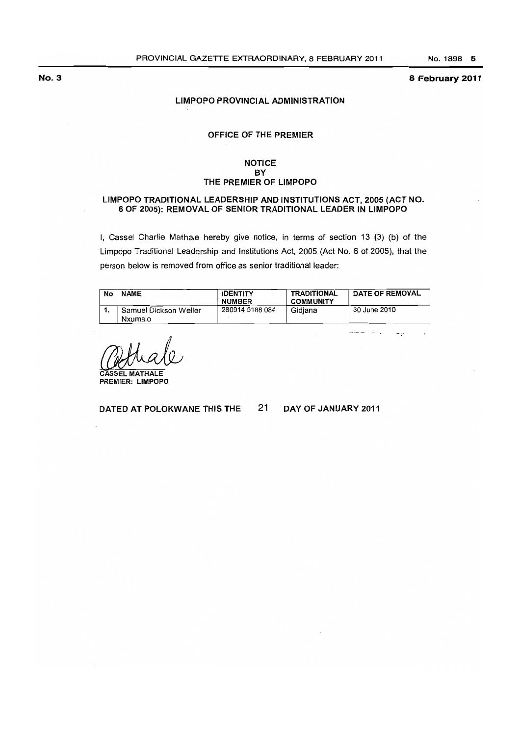**No. 3** **8 February 2011**

## LIMPOPO PROVINCIAL ADMINISTRATION

### OFFICE OF THE PREMIER

### NOTICE BY THE PREMIER OF LIMPOPO

### LIMPOPO TRADITIONAL LEADERSHIP AND INSTITUTIONS ACT, 2005 (ACT NO. 6 OF 2005): REMOVAL OF SENIOR TRADITIONAL LEADER IN LIMPOPO

I, Cassel Charlie Mathale hereby give notice, in terms of section 13 (3) (b) of the Limpopo Traditional Leadership and Institutions Act, 2005 (Act No. 6 of 2005), that the person below is removed from office as senior traditional leader:

| No | NAME | IDENTITY NUMBER | TRADITIONAL COMMUNITY | DATE OF REMOVAL |
|---|---|---|---|---|
| 1. | Samuel Dickson Weller Nxumalo | 280914 5188 084 | Gidjana | 30 June 2010 |

CASSEL MATHALE
PREMIER: LIMPOPO

DATED AT POLOKWANE THIS THE 21 DAY OF JANUARY 2011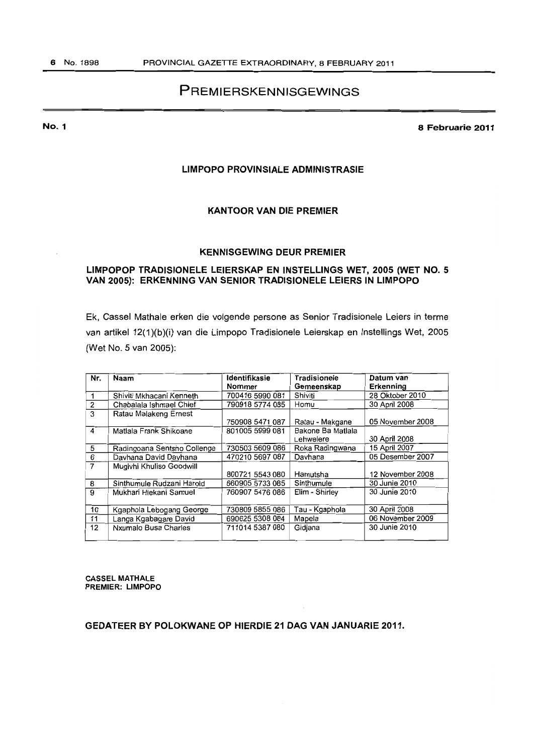# PREMIERSKENNISGEWINGS

**No. 1** **8 Februarie 2011**

**LIMPOPO PROVINSIALE ADMINISTRASIE**

**KANTOOR VAN DIE PREMIER**

**KENNISGEWING DEUR PREMIER**

**LIMPOPOP TRADISIONELE LEIERSKAP EN INSTELLINGS WET, 2005 (WET NO. 5 VAN 2005): ERKENNING VAN SENIOR TRADISIONELE LEIERS IN LIMPOPO**

Ek, Cassel Mathale erken die volgende persone as Senior Tradisionele Leiers in terme van artikel 12(1)(b)(i) van die Limpopo Tradisionele Leierskap en Instellings Wet, 2005 (Wet No. 5 van 2005):

| Nr. | Naam | Identifikasie Nommer | Tradisionele Gemeenskap | Datum van Erkenning |
|---|---|---|---|---|
| 1 | Shiviti Mkhacani Kenneth | 700416 5990 081 | Shiviti | 28 Oktober 2010 |
| 2 | Chabalala Ishmael Chief | 790918 5774 085 | Homu | 30 April 2008 |
| 3 | Ratau Malakeng Ernest | 750908 5471 087 | Ratau - Makgane | 05 November 2008 |
| 4 | Matlala Frank Shikoane | 801005 5999 081 | Bakone Ba Matlala Lehwelere | 30 April 2008 |
| 5 | Radingoana Sentsho Collenge | 730503 5609 086 | Roka Radingwana | 15 April 2007 |
| 6 | Davhana David Davhana | 470210 5697 087 | Davhana | 05 Desember 2007 |
| 7 | Mugivhi Khuliso Goodwill | 800721 5543 080 | Hamutsha | 12 November 2008 |
| 8 | Sinthumule Rudzani Harold | 660905 5733 085 | Sinthumule | 30 Junie 2010 |
| 9 | Mukhari Hlekani Samuel | 760907 5476 086 | Elim - Shirley | 30 Junie 2010 |
| 10 | Kgaphola Lebogang George | 730809 5855 086 | Tau - Kgaphola | 30 April 2008 |
| 11 | Langa Kgabagare David | 690625 5308 084 | Mapela | 06 November 2009 |
| 12 | Nxumalo Busa Charles | 711014 5387 080 | Gidjana | 30 Junie 2010 |

**CASSEL MATHALE**
**PREMIER: LIMPOPO**

**GEDATEER BY POLOKWANE OP HIERDIE 21 DAG VAN JANUARIE 2011.**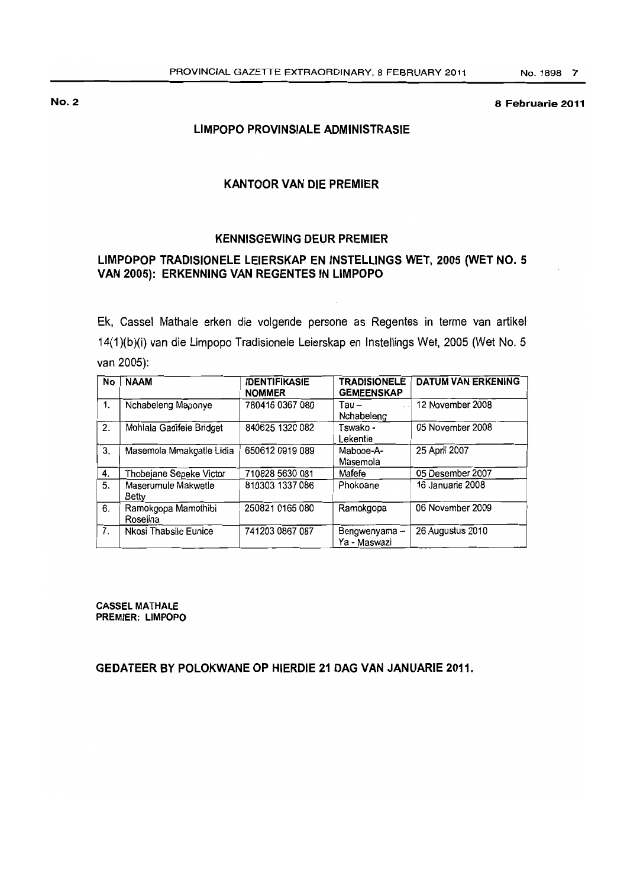**No. 2** **8 Februarie 2011**

## LIMPOPO PROVINSIALE ADMINISTRASIE

## KANTOOR VAN DIE PREMIER

### KENNISGEWING DEUR PREMIER

### LIMPOPOP TRADISIONELE LEIERSKAP EN INSTELLINGS WET, 2005 (WET NO. 5 VAN 2005): ERKENNING VAN REGENTES IN LIMPOPO

Ek, Cassel Mathale erken die volgende persone as Regentes in terme van artikel 14(1)(b)(i) van die Limpopo Tradisionele Leierskap en Instellings Wet, 2005 (Wet No. 5 van 2005):

| No | NAAM | IDENTIFIKASIE NOMMER | TRADISIONELE GEMEENSKAP | DATUM VAN ERKENING |
|---|---|---|---|---|
| 1. | Nchabeleng Maponye | 780416 0367 080 | Tau – Nchabeleng | 12 November 2008 |
| 2. | Mohlala Gadifele Bridget | 840625 1320 082 | Tswako - Lekentle | 05 November 2008 |
| 3. | Masemola Mmakgatle Lidia | 650612 0919 089 | Mabooe-A-Masemola | 25 April 2007 |
| 4. | Thobejane Sepeke Victor | 710828 5630 081 | Mafefe | 05 Desember 2007 |
| 5. | Maserumule Makwetle Betty | 810303 1337 086 | Phokoane | 16 Januarie 2008 |
| 6. | Ramokgopa Mamothibi Roselina | 250821 0165 080 | Ramokgopa | 06 November 2009 |
| 7. | Nkosi Thabsile Eunice | 741203 0867 087 | Bengwenyama – Ya - Maswazi | 26 Augustus 2010 |

**CASSEL MATHALE**
**PREMIER: LIMPOPO**

**GEDATEER BY POLOKWANE OP HIERDIE 21 DAG VAN JANUARIE 2011.**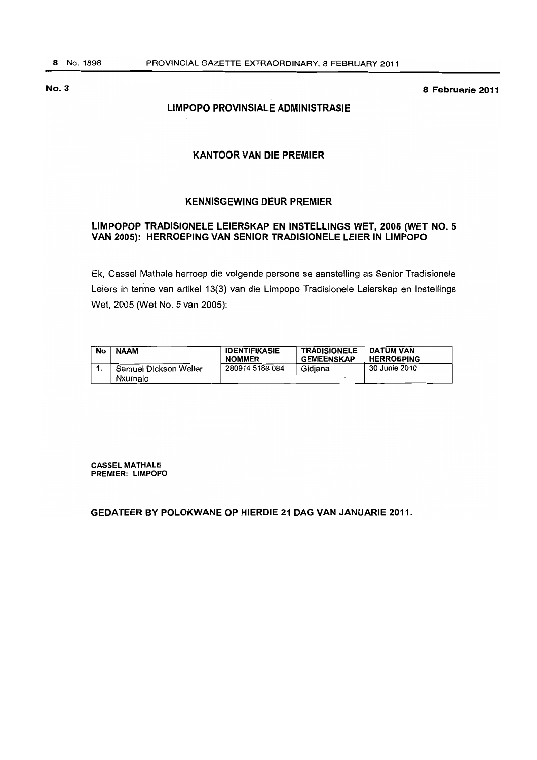**No. 3** **8 Februarie 2011**

## LIMPOPO PROVINSIALE ADMINISTRASIE

## KANTOOR VAN DIE PREMIER

## KENNISGEWING DEUR PREMIER

### LIMPOPOP TRADISIONELE LEIERSKAP EN INSTELLINGS WET, 2005 (WET NO. 5 VAN 2005): HERROEPING VAN SENIOR TRADISIONELE LEIER IN LIMPOPO

Ek, Cassel Mathale herroep die volgende persone se aanstelling as Senior Tradisionele Leiers in terme van artikel 13(3) van die Limpopo Tradisionele Leierskap en Instellings Wet, 2005 (Wet No. 5 van 2005):

| No | NAAM | IDENTIFIKASIE NOMMER | TRADISIONELE GEMEENSKAP | DATUM VAN HERROEPING |
|---|---|---|---|---|
| 1. | Samuel Dickson Weller Nxumalo | 280914 5188 084 | Gidjana | 30 Junie 2010 |

**CASSEL MATHALE**
**PREMIER: LIMPOPO**

**GEDATEER BY POLOKWANE OP HIERDIE 21 DAG VAN JANUARIE 2011.**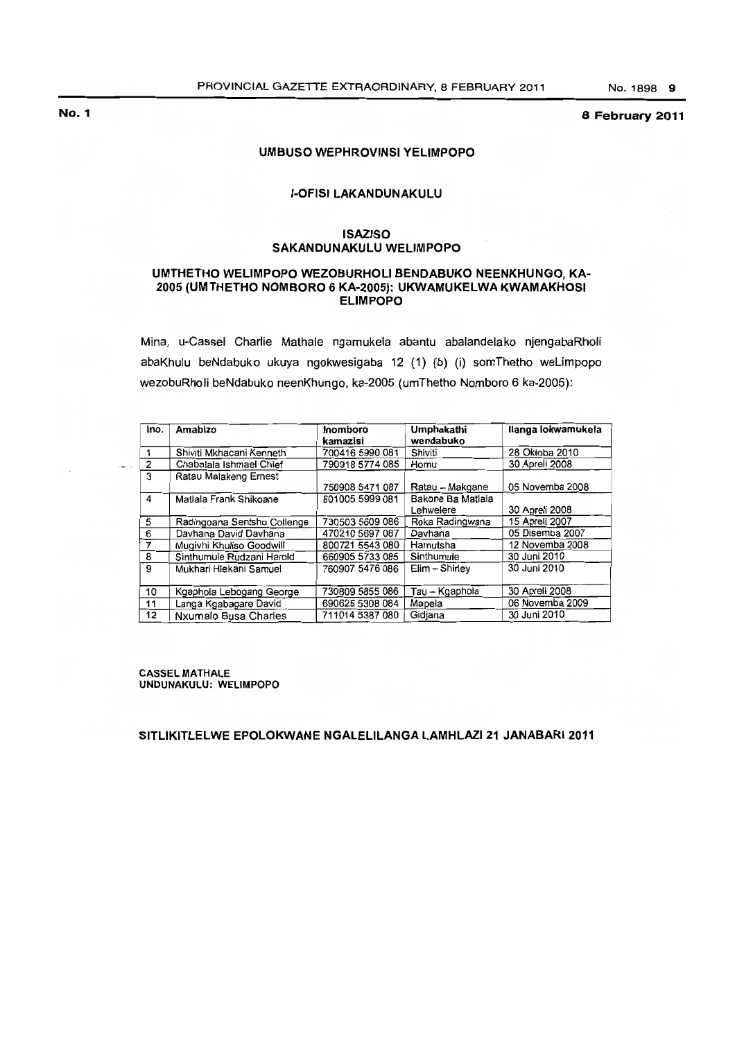**No. 1** **8 February 2011**

## UMBUSO WEPHROVINSI YELIMPOPO

## I-OFISI LAKANDUNAKULU

## ISAZISO
## SAKANDUNAKULU WELIMPOPO

### UMTHETHO WELIMPOPO WEZOBURHOLI BENDABUKO NEENKHUNGO, KA-2005 (UMTHETHO NOMBORO 6 KA-2005): UKWAMUKELWA KWAMAKHOSI ELIMPOPO

Mina, u-Cassel Charlie Mathale ngamukela abantu abalandelako njengabaRholi abaKhulu beNdabuko ukuya ngokwesigaba 12 (1) (b) (i) somThetho weLimpopo wezobuRholi beNdabuko neenKhungo, ka-2005 (umThetho Nomboro 6 ka-2005):

| Ino. | Amabizo | Inomboro kamazisi | Umphakathi wendabuko | Ilanga lokwamukela |
|---|---|---|---|---|
| 1 | Shiviti Mkhacani Kenneth | 700416 5990 081 | Shiviti | 28 Oktoba 2010 |
| 2 | Chabalala Ishmael Chief | 790918 5774 085 | Homu | 30 Apreli 2008 |
| 3 | Ratau Malakeng Ernest | 750908 5471 087 | Ratau – Makgane | 05 Novemba 2008 |
| 4 | Matlala Frank Shikoane | 801005 5999 081 | Bakone Ba Matlala Lehwelere | 30 Apreli 2008 |
| 5 | Radingoana Sentsho Collenge | 730503 5609 086 | Roka Radingwana | 15 Apreli 2007 |
| 6 | Davhana David Davhana | 470210 5697 087 | Davhana | 05 Disemba 2007 |
| 7 | Mugivhi Khuliso Goodwill | 800721 5543 080 | Hamutsha | 12 Novemba 2008 |
| 8 | Sinthumule Rudzani Harold | 660905 5733 085 | Sinthumule | 30 Juni 2010 |
| 9 | Mukhari Hlekani Samuel | 760907 5476 086 | Elim – Shirley | 30 Juni 2010 |
| 10 | Kgaphola Lebogang George | 730809 5855 086 | Tau – Kgaphola | 30 Apreli 2008 |
| 11 | Langa Kgabagare David | 690625 5308 084 | Mapela | 06 Novemba 2009 |
| 12 | Nxumalo Busa Charles | 711014 5387 080 | Gidjana | 30 Juni 2010 |

**CASSEL MATHALE**
**UNDUNAKULU: WELIMPOPO**

**SITLIKITLELWE EPOLOKWANE NGALELILANGA LAMHLAZI 21 JANABARI 2011**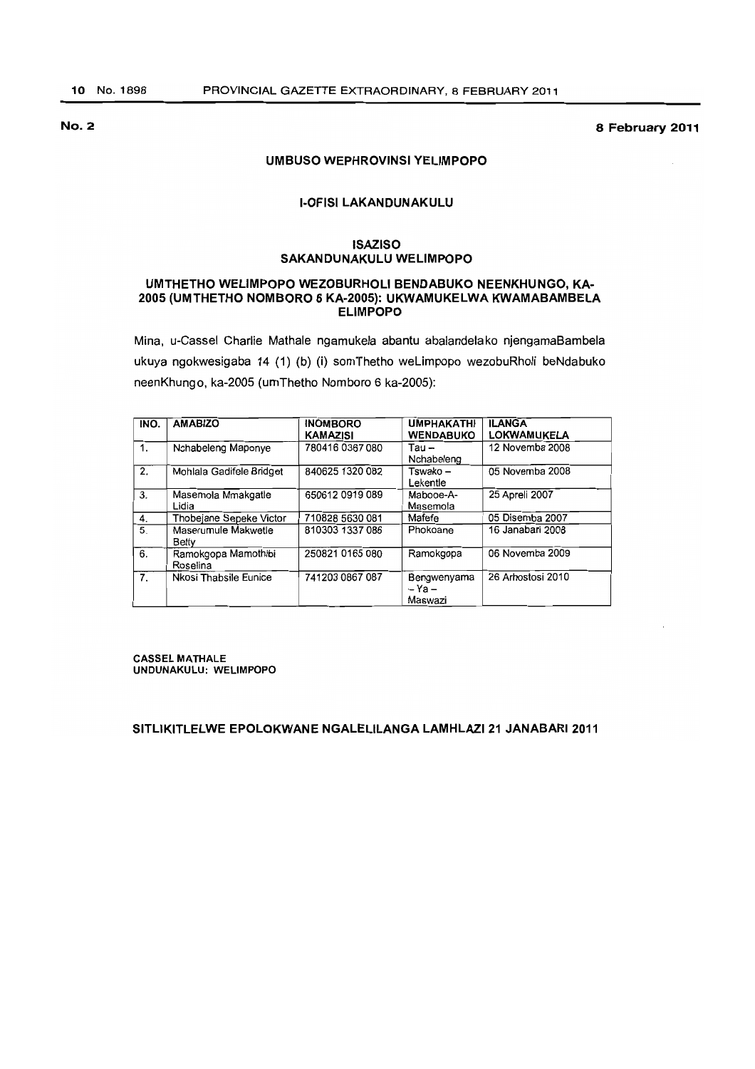**No. 2** **8 February 2011**

## UMBUSO WEPHROVINSI YELIMPOPO

### I-OFISI LAKANDUNAKULU

### ISAZISO
### SAKANDUNAKULU WELIMPOPO

### UMTHETHO WELIMPOPO WEZOBURHOLI BENDABUKO NEENKHUNGO, KA-2005 (UMTHETHO NOMBORO 6 KA-2005): UKWAMUKELWA KWAMABAMBELA ELIMPOPO

Mina, u-Cassel Charlie Mathale ngamukela abantu abalandelako njengamaBambela ukuya ngokwesigaba 14 (1) (b) (i) somThetho weLimpopo wezobuRholi beNdabuko neenKhungo, ka-2005 (umThetho Nomboro 6 ka-2005):

| INO. | AMABIZO | INOMBORO KAMAZISI | UMPHAKATHI WENDABUKO | ILANGA LOKWAMUKELA |
|---|---|---|---|---|
| 1. | Nchabeleng Maponye | 780416 0367 080 | Tau – Nchabeleng | 12 Novemba 2008 |
| 2. | Mohlala Gadifele Bridget | 840625 1320 082 | Tswako – Lekentle | 05 Novemba 2008 |
| 3. | Masemola Mmakgatle Lidia | 650612 0919 089 | Mabooe-A-Masemola | 25 Apreli 2007 |
| 4. | Thobejane Sepeke Victor | 710828 5630 081 | Mafefe | 05 Disemba 2007 |
| 5. | Maserumule Makwetle Betty | 810303 1337 086 | Phokoane | 16 Janabari 2008 |
| 6. | Ramokgopa Mamothibi Roselina | 250821 0165 080 | Ramokgopa | 06 Novemba 2009 |
| 7. | Nkosi Thabsile Eunice | 741203 0867 087 | Bengwenyama – Ya – Maswazi | 26 Arhostosi 2010 |

**CASSEL MATHALE**
**UNDUNAKULU: WELIMPOPO**

**SITLIKITLELWE EPOLOKWANE NGALELILANGA LAMHLAZI 21 JANABARI 2011**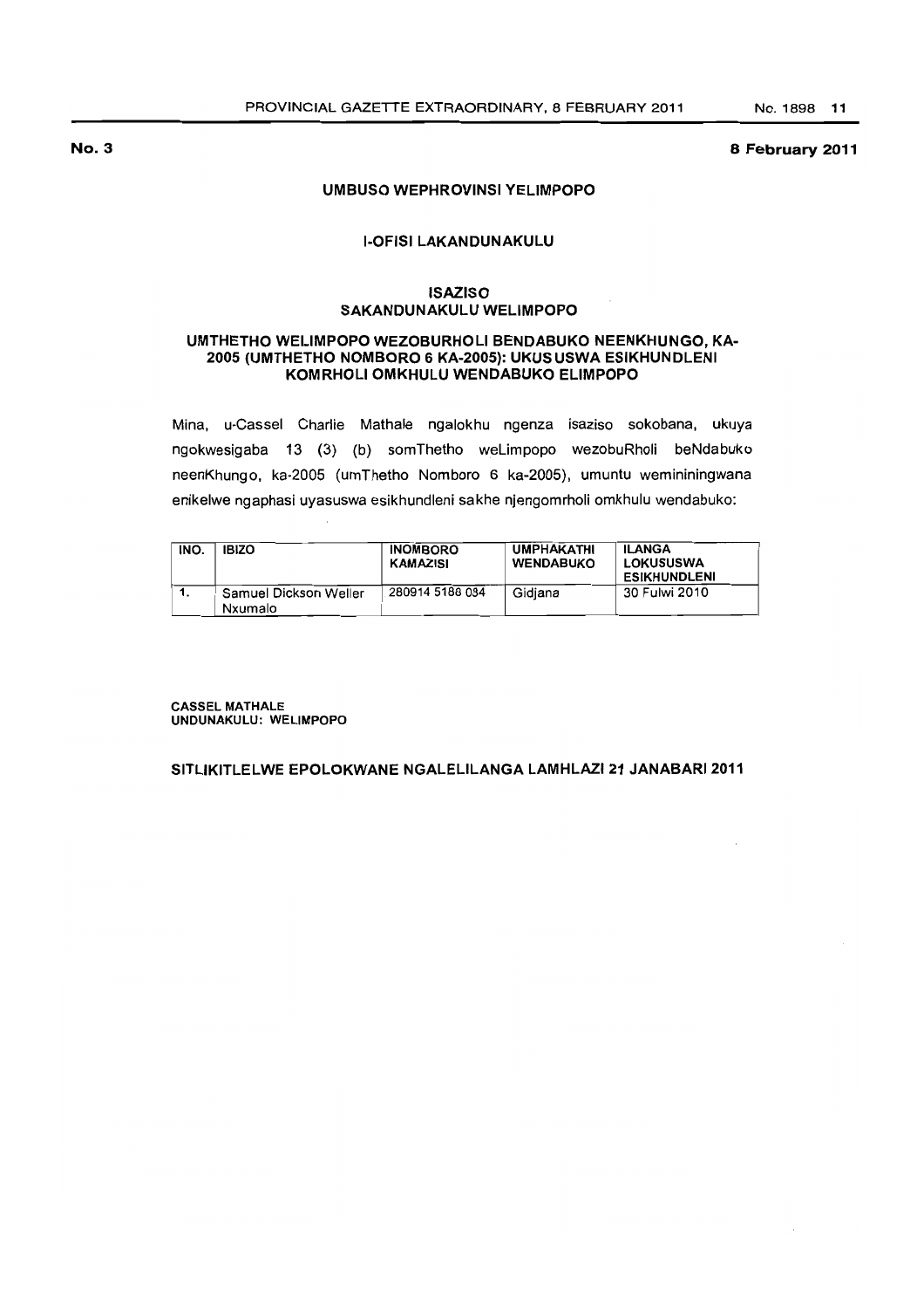**No. 3** **8 February 2011**

## UMBUSO WEPHROVINSI YELIMPOPO

### I-OFISI LAKANDUNAKULU

### ISAZISO
### SAKANDUNAKULU WELIMPOPO

### UMTHETHO WELIMPOPO WEZOBURHOLI BENDABUKO NEENKHUNGO, KA-2005 (UMTHETHO NOMBORO 6 KA-2005): UKUSUSWA ESIKHUNDLENI KOMRHOLI OMKHULU WENDABUKO ELIMPOPO

Mina, u-Cassel Charlie Mathale ngalokhu ngenza isaziso sokobana, ukuya ngokwesigaba 13 (3) (b) somThetho weLimpopo wezobuRholi beNdabuko neenKhungo, ka-2005 (umThetho Nomboro 6 ka-2005), umuntu wemininingwana enikelwe ngaphasi uyasuswa esikhundleni sakhe njengomrholi omkhulu wendabuko:

| INO. | IBIZO | INOMBORO KAMAZISI | UMPHAKATHI WENDABUKO | ILANGA LOKUSUSWA ESIKHUNDLENI |
|---|---|---|---|---|
| 1. | Samuel Dickson Weller Nxumalo | 280914 5188 034 | Gidjana | 30 Fulwi 2010 |

**CASSEL MATHALE**
**UNDUNAKULU: WELIMPOPO**

**SITLIKITLELWE EPOLOKWANE NGALELILANGA LAMHLAZI 21 JANABARI 2011**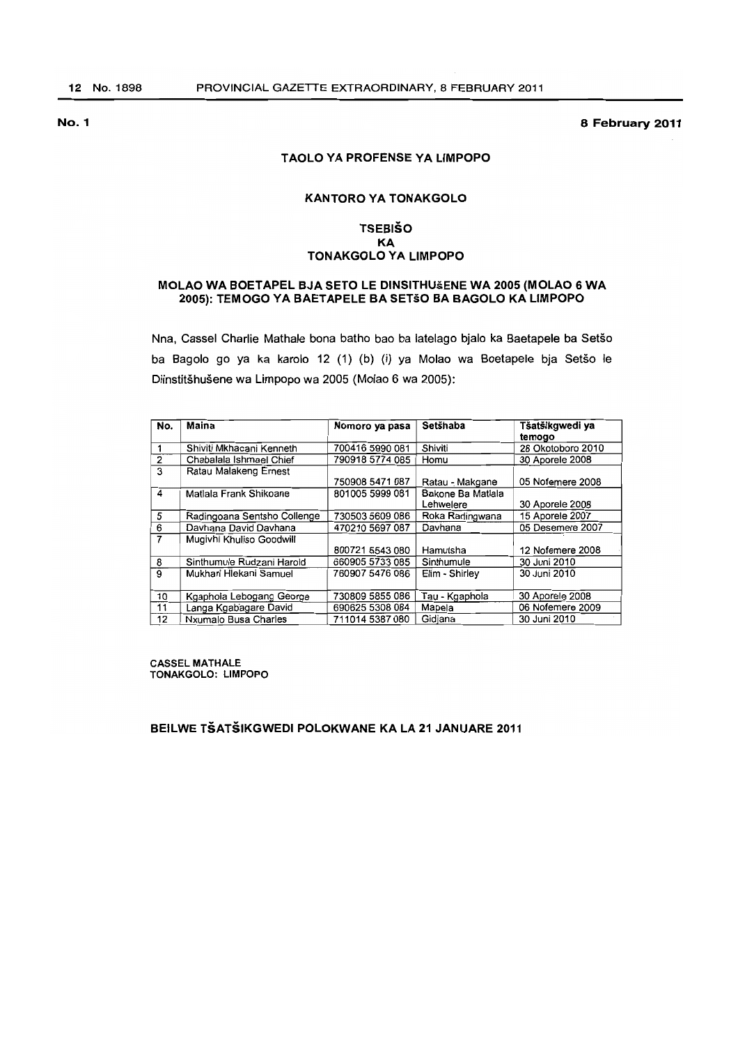**No. 1** **8 February 2011**

## TAOLO YA PROFENSE YA LIMPOPO

### KANTORO YA TONAKGOLO

### TSEBIŠO
### KA
### TONAKGOLO YA LIMPOPO

### MOLAO WA BOETAPEL BJA SETO LE DINSITHUšENE WA 2005 (MOLAO 6 WA 2005): TEMOGO YA BAETAPELE BA SETšO BA BAGOLO KA LIMPOPO

Nna, Cassel Charlie Mathale bona batho bao ba latelago bjalo ka Baetapele ba Setšo ba Bagolo go ya ka karolo 12 (1) (b) (i) ya Molao wa Boetapele bja Setšo le Diinstitšhušene wa Limpopo wa 2005 (Molao 6 wa 2005):

| No. | Maina | Nomoro ya pasa | Setšhaba | Tšatšikgwedi ya temogo |
|---|---|---|---|---|
| 1 | Shiviti Mkhacani Kenneth | 700416 5990 081 | Shiviti | 28 Okotoboro 2010 |
| 2 | Chabalala Ishmael Chief | 790918 5774 085 | Homu | 30 Aporele 2008 |
| 3 | Ratau Malakeng Ernest | 750908 5471 087 | Ratau - Makgane | 05 Nofemere 2008 |
| 4 | Matlala Frank Shikoane | 801005 5999 081 | Bakone Ba Matlala Lehwelere | 30 Aporele 2008 |
| 5 | Radingoana Sentsho Collenge | 730503 5609 086 | Roka Radingwana | 15 Aporele 2007 |
| 6 | Davhana David Davhana | 470210 5697 087 | Davhana | 05 Desemere 2007 |
| 7 | Mugivhi Khuliso Goodwill | 800721 5543 080 | Hamutsha | 12 Nofemere 2008 |
| 8 | Sinthumule Rudzani Harold | 660905 5733 085 | Sinthumule | 30 Juni 2010 |
| 9 | Mukhari Hlekani Samuel | 760907 5476 086 | Elim - Shirley | 30 Juni 2010 |
| 10 | Kgaphola Lebogang George | 730809 5855 086 | Tau - Kgaphola | 30 Aporele 2008 |
| 11 | Langa Kgabagare David | 690625 5308 084 | Mapela | 06 Nofemere 2009 |
| 12 | Nxumalo Busa Charles | 711014 5387 080 | Gidjana | 30 Juni 2010 |

CASSEL MATHALE
TONAKGOLO: LIMPOPO

**BEILWE TŠATŠIKGWEDI POLOKWANE KA LA 21 JANUARE 2011**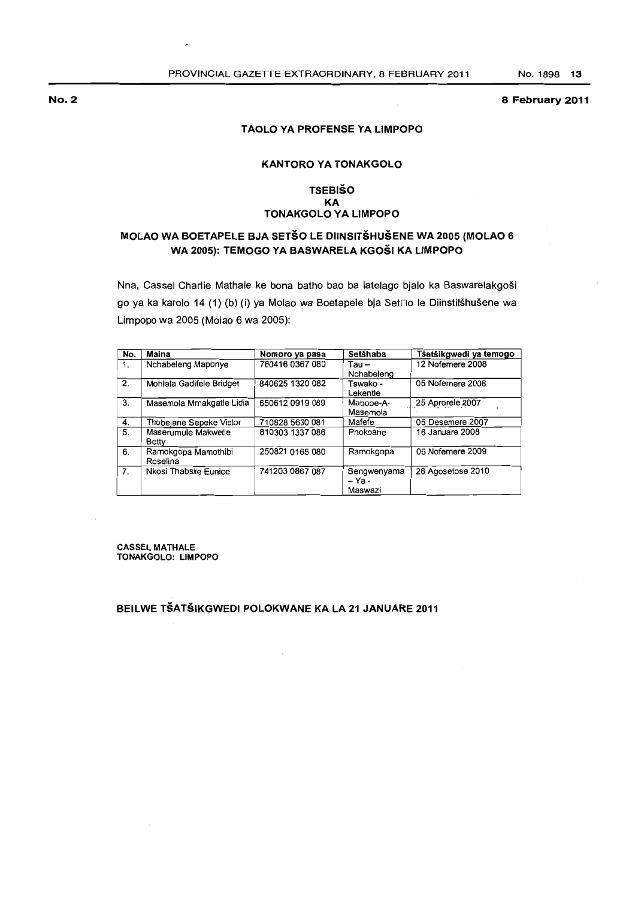**No. 2** **8 February 2011**

## TAOLO YA PROFENSE YA LIMPOPO

### KANTORO YA TONAKGOLO

### TSEBIŠO
### KA
### TONAKGOLO YA LIMPOPO

### MOLAO WA BOETAPELE BJA SETŠO LE DIINSITŠHUŠENE WA 2005 (MOLAO 6 WA 2005): TEMOGO YA BASWARELA KGOŠI KA LIMPOPO

Nna, Cassel Charlie Mathale ke bona batho bao ba latelago bjalo ka Baswarelakgoši go ya ka karolo 14 (1) (b) (i) ya Molao wa Boetapele bja Set□o le Diinstitšhušene wa Limpopo wa 2005 (Molao 6 wa 2005):

| No. | Maina | Nomoro ya pasa | Setšhaba | Tšatšikgwedi ya temogo |
|---|---|---|---|---|
| 1. | Nchabeleng Maponye | 780416 0367 080 | Tau – Nchabeleng | 12 Nofemere 2008 |
| 2. | Mohlala Gadifele Bridget | 840625 1320 082 | Tswako - Lekentle | 05 Nofemere 2008 |
| 3. | Masemola Mmakgatle Lidia | 650612 0919 089 | Mabooe-A-Masemola | 25 Aprorele 2007 |
| 4. | Thobejane Sepeke Victor | 710828 5630 081 | Mafefe | 05 Desemere 2007 |
| 5. | Maserumule Makwetle Betty | 810303 1337 086 | Phokoane | 16 Januare 2008 |
| 6. | Ramokgopa Mamothibi Roselina | 250821 0165 080 | Ramokgopa | 06 Nofemere 2009 |
| 7. | Nkosi Thabsile Eunice | 741203 0867 087 | Bengwenyama – Ya - Maswazi | 26 Agosetose 2010 |

**CASSEL MATHALE**
**TONAKGOLO: LIMPOPO**

**BEILWE TŠATŠIKGWEDI POLOKWANE KA LA 21 JANUARE 2011**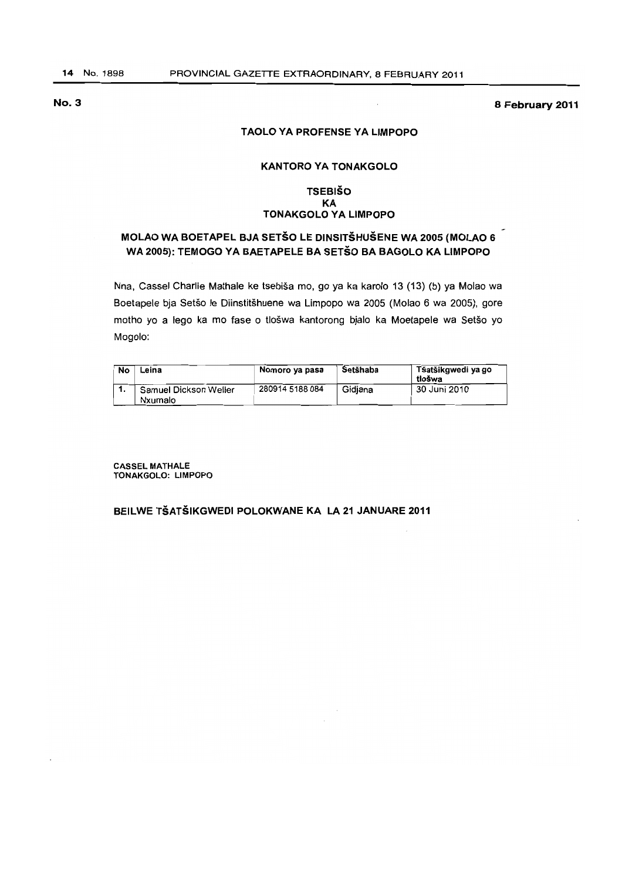**No. 3** **8 February 2011**

### TAOLO YA PROFENSE YA LIMPOPO

### KANTORO YA TONAKGOLO

### TSEBIŠO
### KA
### TONAKGOLO YA LIMPOPO

### MOLAO WA BOETAPEL BJA SETŠO LE DINSITŠHUŠENE WA 2005 (MOLAO 6 WA 2005): TEMOGO YA BAETAPELE BA SETŠO BA BAGOLO KA LIMPOPO

Nna, Cassel Charlie Mathale ke tsebiša mo, go ya ka karolo 13 (13) (b) ya Molao wa Boetapele bja Setšo le Diinstitšhuene wa Limpopo wa 2005 (Molao 6 wa 2005), gore motho yo a lego ka mo fase o tlošwa kantorong bjalo ka Moetapele wa Setšo yo Mogolo:

| No | Leina | Nomoro ya pasa | Setšhaba | Tšatšikgwedi ya go tlošwa |
|---|---|---|---|---|
| 1. | Samuel Dickson Weller Nxumalo | 280914 5188 084 | Gidjana | 30 Juni 2010 |

**CASSEL MATHALE**
**TONAKGOLO: LIMPOPO**

**BEILWE TŠATŠIKGWEDI POLOKWANE KA LA 21 JANUARE 2011**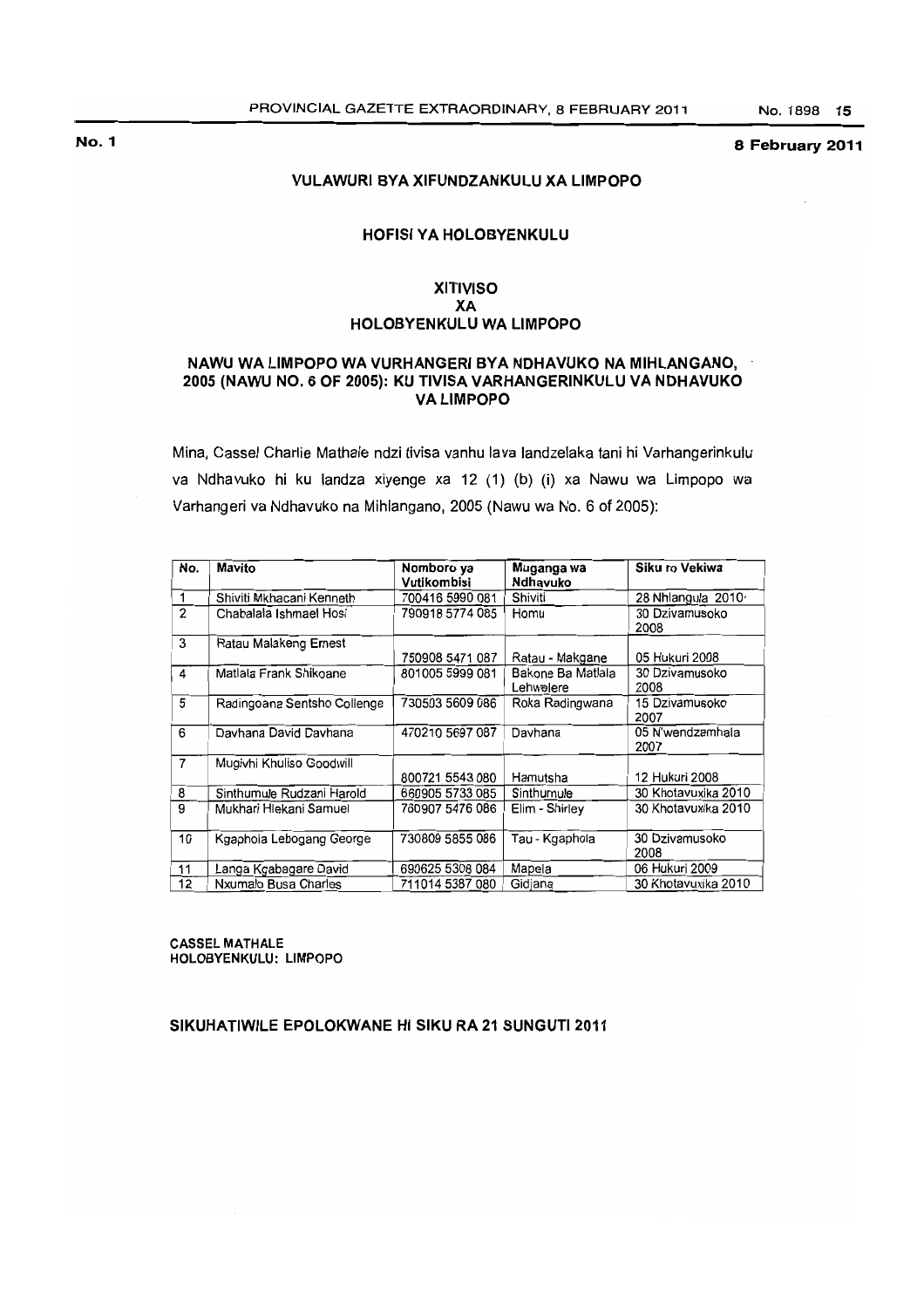**No. 1** **8 February 2011**

## VULAWURI BYA XIFUNDZANKULU XA LIMPOPO

### HOFISI YA HOLOBYENKULU

### XITIVISO XA HOLOBYENKULU WA LIMPOPO

### NAWU WA LIMPOPO WA VURHANGERI BYA NDHAVUKO NA MIHLANGANO, 2005 (NAWU NO. 6 OF 2005): KU TIVISA VARHANGERINKULU VA NDHAVUKO VA LIMPOPO

Mina, Cassel Charlie Mathale ndzi tivisa vanhu lava landzelaka tani hi Varhangerinkulu va Ndhavuko hi ku landza xiyenge xa 12 (1) (b) (i) xa Nawu wa Limpopo wa Varhangeri va Ndhavuko na Mihlangano, 2005 (Nawu wa No. 6 of 2005):

| No. | Mavito | Nomboro ya Vutikombisi | Muganga wa Ndhavuko | Siku ro Vekiwa |
|---|---|---|---|---|
| 1 | Shiviti Mkhacani Kenneth | 700416 5990 081 | Shiviti | 28 Nhlangula 2010 |
| 2 | Chabalala Ishmael Hosi | 790918 5774 085 | Homu | 30 Dzivamusoko 2008 |
| 3 | Ratau Malakeng Ernest | 750908 5471 087 | Ratau - Makgane | 05 Hukuri 2008 |
| 4 | Matlala Frank Shikoane | 801005 5999 081 | Bakone Ba Matlala Lehwelere | 30 Dzivamusoko 2008 |
| 5 | Radingoana Sentsho Collenge | 730503 5609 086 | Roka Radingwana | 15 Dzivamusoko 2007 |
| 6 | Davhana David Davhana | 470210 5697 087 | Davhana | 05 N'wendzamhala 2007 |
| 7 | Mugivhi Khuliso Goodwill | 800721 5543 080 | Hamutsha | 12 Hukuri 2008 |
| 8 | Sinthumule Rudzani Harold | 660905 5733 085 | Sinthumule | 30 Khotavuxika 2010 |
| 9 | Mukhari Hlekani Samuel | 760907 5476 086 | Elim - Shirley | 30 Khotavuxika 2010 |
| 10 | Kgaphola Lebogang George | 730809 5855 086 | Tau - Kgaphola | 30 Dzivamusoko 2008 |
| 11 | Langa Kgabagare David | 690625 5308 084 | Mapela | 06 Hukuri 2009 |
| 12 | Nxumalo Busa Charles | 711014 5387 080 | Gidjana | 30 Khotavuxika 2010 |

**CASSEL MATHALE**
**HOLOBYENKULU: LIMPOPO**

**SIKUHATIWILE EPOLOKWANE HI SIKU RA 21 SUNGUTI 2011**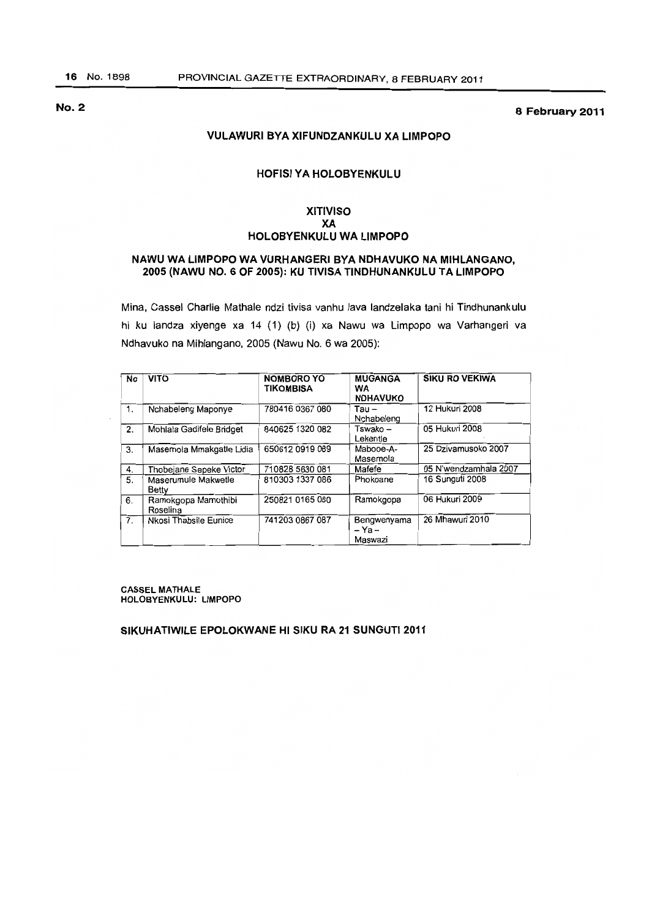**No. 2** **8 February 2011**

## VULAWURI BYA XIFUNDZANKULU XA LIMPOPO

### HOFISI YA HOLOBYENKULU

### XITIVISO
### XA
### HOLOBYENKULU WA LIMPOPO

### NAWU WA LIMPOPO WA VURHANGERI BYA NDHAVUKO NA MIHLANGANO, 2005 (NAWU NO. 6 OF 2005): KU TIVISA TINDHUNANKULU TA LIMPOPO

Mina, Cassel Charlie Mathale ndzi tivisa vanhu lava landzelaka tani hi Tindhunankulu hi ku landza xiyenge xa 14 (1) (b) (i) xa Nawu wa Limpopo wa Varhangeri va Ndhavuko na Mihlangano, 2005 (Nawu No. 6 wa 2005):

| No | VITO | NOMBORO YO TIKOMBISA | MUGANGA WA NDHAVUKO | SIKU RO VEKIWA |
|---|---|---|---|---|
| 1. | Nchabeleng Maponye | 780416 0367 080 | Tau – Nchabeleng | 12 Hukuri 2008 |
| 2. | Mohlala Gadifele Bridget | 840625 1320 082 | Tswako – Lekentle | 05 Hukuri 2008 |
| 3. | Masemola Mmakgatle Lidia | 650612 0919 089 | Mabooe-A-Masemola | 25 Dzivamusoko 2007 |
| 4. | Thobejane Sepeke Victor | 710828 5630 081 | Mafefe | 05 N'wendzamhala 2007 |
| 5. | Maserumule Makwetle Betty | 810303 1337 086 | Phokoane | 16 Sunguti 2008 |
| 6. | Ramokgopa Mamothibi Roselina | 250821 0165 080 | Ramokgopa | 06 Hukuri 2009 |
| 7. | Nkosi Thabsile Eunice | 741203 0867 087 | Bengwenyama – Ya – Maswazi | 26 Mhawuri 2010 |

**CASSEL MATHALE**
**HOLOBYENKULU: LIMPOPO**

**SIKUHATIWILE EPOLOKWANE HI SIKU RA 21 SUNGUTI 2011**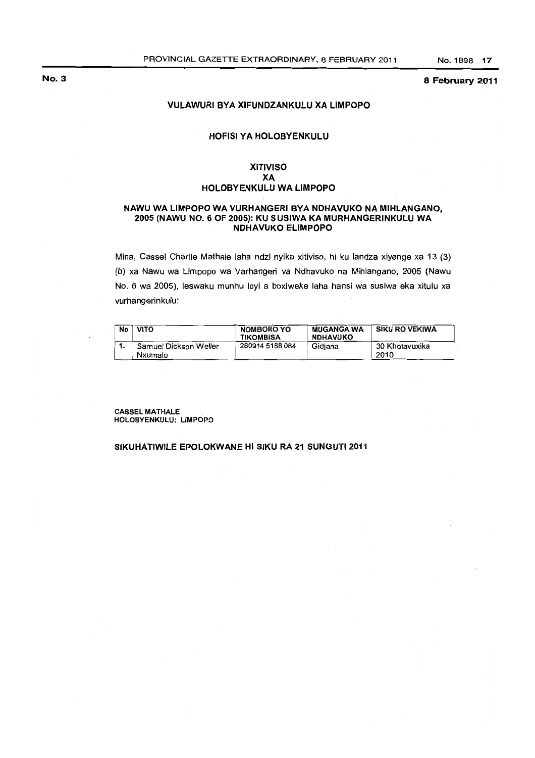**No. 3** **8 February 2011**

## VULAWURI BYA XIFUNDZANKULU XA LIMPOPO

### HOFISI YA HOLOBYENKULU

### XITIVISO XA HOLOBYENKULU WA LIMPOPO

### NAWU WA LIMPOPO WA VURHANGERI BYA NDHAVUKO NA MIHLANGANO, 2005 (NAWU NO. 6 OF 2005): KU SUSIWA KA MURHANGERINKULU WA NDHAVUKO ELIMPOPO

Mina, Cassel Charlie Mathale laha ndzi nyika xitiviso, hi ku landza xiyenge xa 13 (3) (b) xa Nawu wa Limpopo wa Varhangeri va Ndhavuko na Mihlangano, 2005 (Nawu No. 6 wa 2005), leswaku munhu loyi a boxiweke laha hansi wa susiwa eka xitulu xa vurhangerinkulu:

| No | VITO | NOMBORO YO TIKOMBISA | MUGANGA WA NDHAVUKO | SIKU RO VEKIWA |
|---|---|---|---|---|
| 1. | Samuel Dickson Weller Nxumalo | 280914 5188 084 | Gidjana | 30 Khotavuxika 2010 |

CASSEL MATHALE
HOLOBYENKULU: LIMPOPO

**SIKUHATIWILE EPOLOKWANE HI SIKU RA 21 SUNGUTI 2011**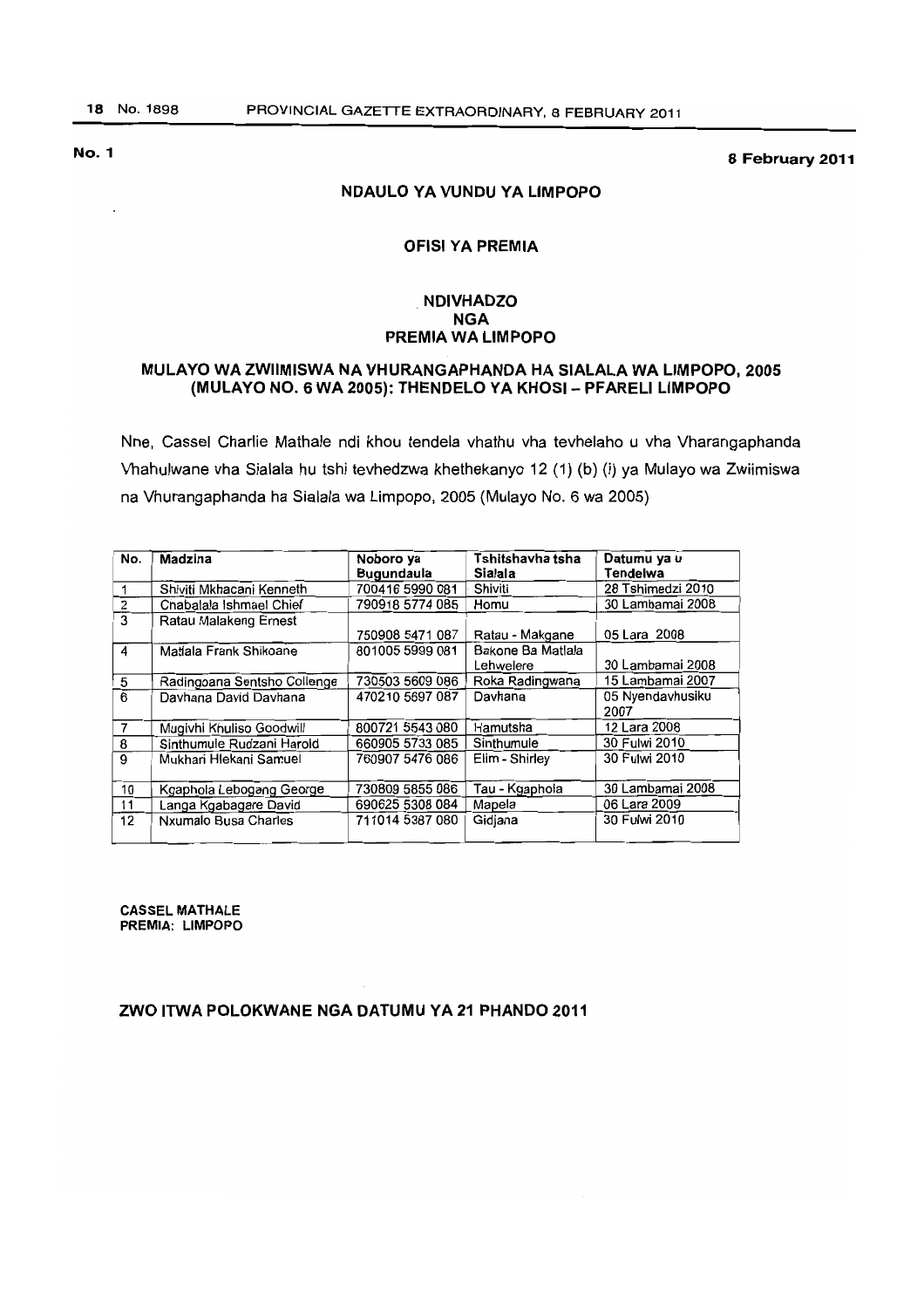**No. 1** **8 February 2011**

## NDAULO YA VUNDU YA LIMPOPO

### OFISI YA PREMIA

### NDIVHADZO NGA PREMIA WA LIMPOPO

### MULAYO WA ZWIIMISWA NA VHURANGAPHANDA HA SIALALA WA LIMPOPO, 2005 (MULAYO NO. 6 WA 2005): THENDELO YA KHOSI – PFARELI LIMPOPO

Nne, Cassel Charlie Mathale ndi khou tendela vhathu vha tevhelaho u vha Vharangaphanda Vhahulwane vha Sialala hu tshi tevhedzwa khethekanyo 12 (1) (b) (i) ya Mulayo wa Zwiimiswa na Vhurangaphanda ha Sialala wa Limpopo, 2005 (Mulayo No. 6 wa 2005)

| No. | Madzina | Noboro ya Bugundaula | Tshitshavha tsha Sialala | Datumu ya u Tendelwa |
|---|---|---|---|---|
| 1 | Shiviti Mkhacani Kenneth | 700416 5990 081 | Shiviti | 28 Tshimedzi 2010 |
| 2 | Chabalala Ishmael Chief | 790918 5774 085 | Homu | 30 Lambamai 2008 |
| 3 | Ratau Malakeng Ernest | 750908 5471 087 | Ratau - Makgane | 05 Lara 2008 |
| 4 | Matlala Frank Shikoane | 801005 5999 081 | Bakone Ba Matlala Lehwelere | 30 Lambamai 2008 |
| 5 | Radingoana Sentsho Collenge | 730503 5609 086 | Roka Radingwana | 15 Lambamai 2007 |
| 6 | Davhana David Davhana | 470210 5697 087 | Davhana | 05 Nyendavhusiku 2007 |
| 7 | Mugivhi Khuliso Goodwill | 800721 5543 080 | Hamutsha | 12 Lara 2008 |
| 8 | Sinthumule Rudzani Harold | 660905 5733 085 | Sinthumule | 30 Fulwi 2010 |
| 9 | Mukhari Hlekani Samuel | 760907 5476 086 | Elim - Shirley | 30 Fulwi 2010 |
| 10 | Kgaphola Lebogang George | 730809 5855 086 | Tau - Kgaphola | 30 Lambamai 2008 |
| 11 | Langa Kgabagare David | 690625 5308 084 | Mapela | 06 Lara 2009 |
| 12 | Nxumalo Busa Charles | 711014 5387 080 | Gidjana | 30 Fulwi 2010 |

**CASSEL MATHALE**
**PREMIA: LIMPOPO**

**ZWO ITWA POLOKWANE NGA DATUMU YA 21 PHANDO 2011**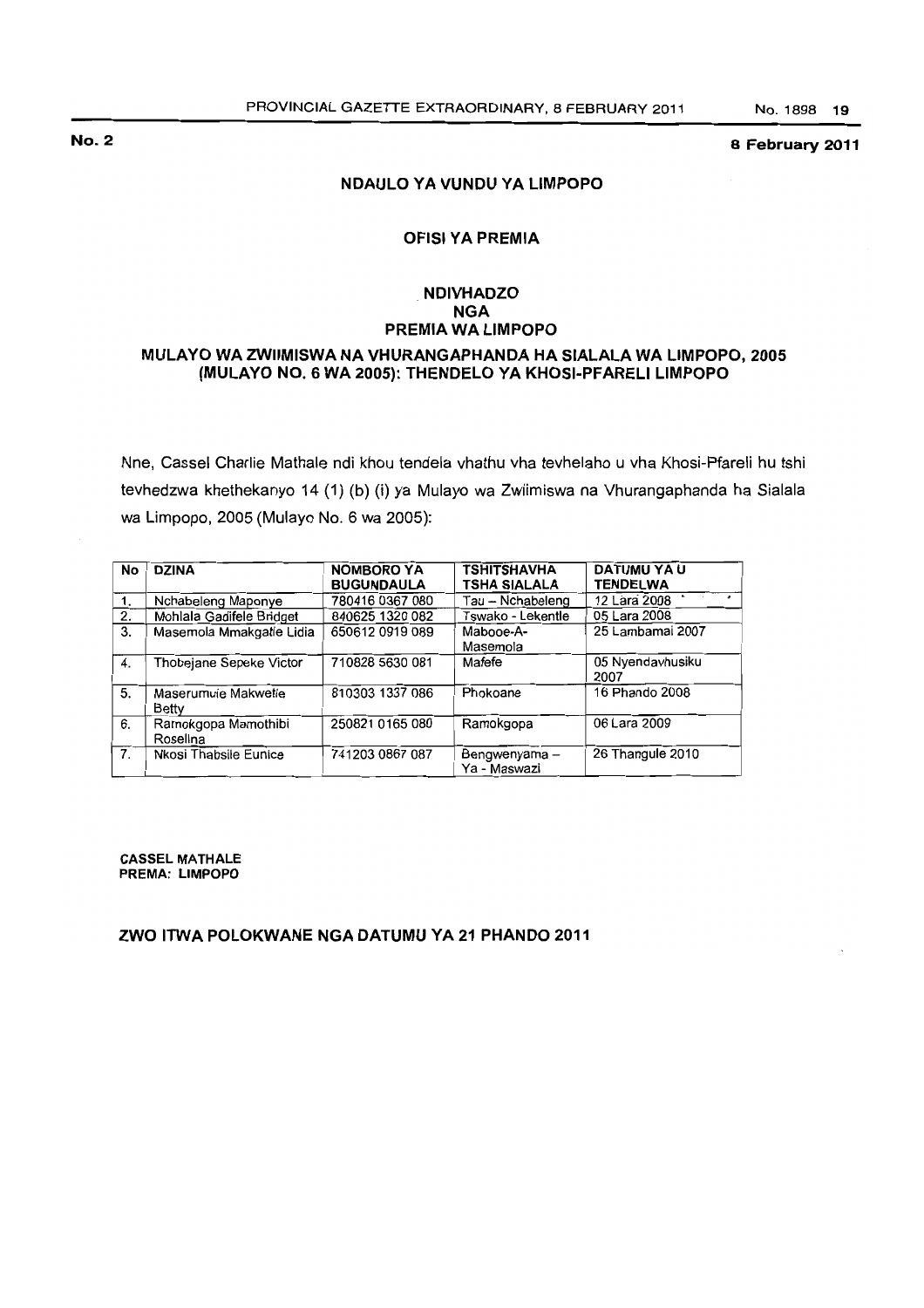**No. 2** **8 February 2011**

## NDAULO YA VUNDU YA LIMPOPO

### OFISI YA PREMIA

### NDIVHADZO NGA PREMIA WA LIMPOPO

### MULAYO WA ZWIIMISWA NA VHURANGAPHANDA HA SIALALA WA LIMPOPO, 2005 (MULAYO NO. 6 WA 2005): THENDELO YA KHOSI-PFARELI LIMPOPO

Nne, Cassel Charlie Mathale ndi khou tendela vhathu vha tevhelaho u vha Khosi-Pfareli hu tshi tevhedzwa khethekanyo 14 (1) (b) (i) ya Mulayo wa Zwiimiswa na Vhurangaphanda ha Sialala wa Limpopo, 2005 (Mulayo No. 6 wa 2005):

| No | DZINA | NOMBORO YA BUGUNDAULA | TSHITSHAVHA TSHA SIALALA | DATUMU YA U TENDELWA |
|---|---|---|---|---|
| 1. | Nchabeleng Maponye | 780416 0367 080 | Tau – Nchabeleng | 12 Lara 2008 |
| 2. | Mohlala Gadifele Bridget | 840625 1320 082 | Tswako - Lekentle | 05 Lara 2008 |
| 3. | Masemola Mmakgatle Lidia | 650612 0919 089 | Mabooe-A-Masemola | 25 Lambamai 2007 |
| 4. | Thobejane Sepeke Victor | 710828 5630 081 | Mafefe | 05 Nyendavhusiku 2007 |
| 5. | Maserumule Makwetle Betty | 810303 1337 086 | Phokoane | 16 Phando 2008 |
| 6. | Ramokgopa Mamothibi Roselina | 250821 0165 080 | Ramokgopa | 06 Lara 2009 |
| 7. | Nkosi Thabsile Eunice | 741203 0867 087 | Bengwenyama – Ya - Maswazi | 26 Thangule 2010 |

**CASSEL MATHALE**
**PREMA: LIMPOPO**

**ZWO ITWA POLOKWANE NGA DATUMU YA 21 PHANDO 2011**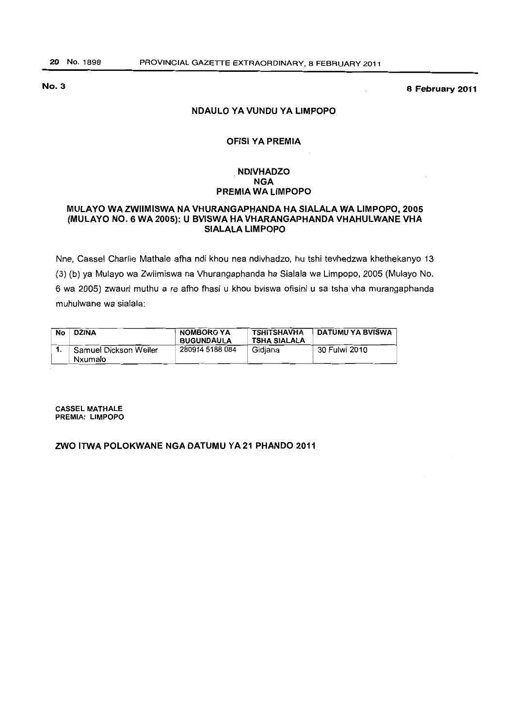**No. 3** **8 February 2011**

## NDAULO YA VUNDU YA LIMPOPO

### OFISI YA PREMIA

### NDIVHADZO NGA PREMIA WA LIMPOPO

### MULAYO WA ZWIIMISWA NA VHURANGAPHANDA HA SIALALA WA LIMPOPO, 2005 (MULAYO NO. 6 WA 2005): U BVISWA HA VHARANGAPHANDA VHAHULWANE VHA SIALALA LIMPOPO

Nne, Cassel Charlie Mathale afha ndi khou nea ndivhadzo, hu tshi tevhedzwa khethekanyo 13 (3) (b) ya Mulayo wa Zwiimiswa na Vhurangaphanda ha Sialala wa Limpopo, 2005 (Mulayo No. 6 wa 2005) zwauri muthu a re afho fhasi u khou bviswa ofisini u sa tsha vha murangaphanda muhulwane wa sialala:

| No | DZINA | NOMBORO YA BUGUNDAULA | TSHITSHAVHA TSHA SIALALA | DATUMU YA BVISWA |
|---|---|---|---|---|
| 1. | Samuel Dickson Weiler Nxumalo | 280914 5188 084 | Gidjana | 30 Fulwi 2010 |

**CASSEL MATHALE**
**PREMIA: LIMPOPO**

**ZWO ITWA POLOKWANE NGA DATUMU YA 21 PHANDO 2011**